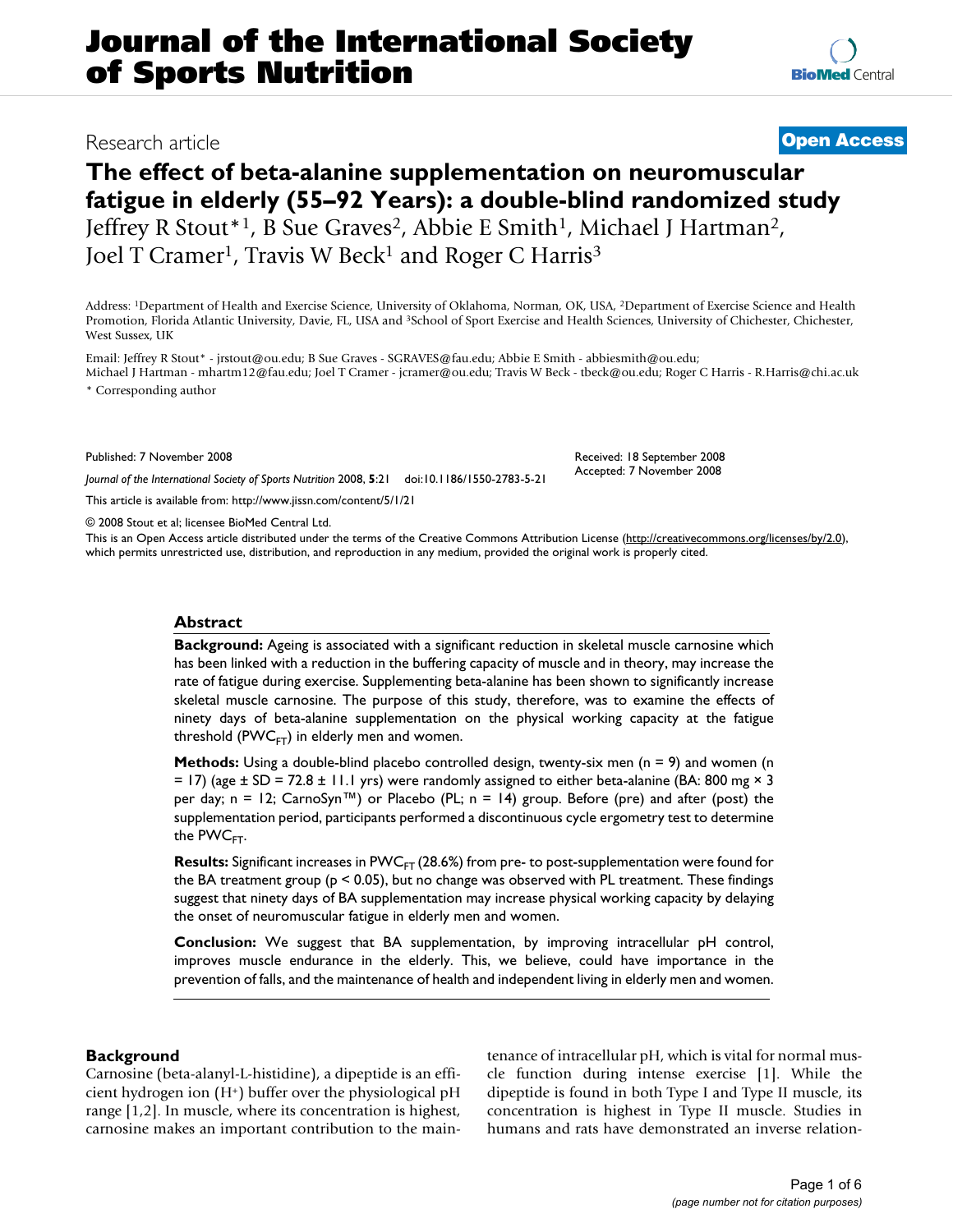# Journal of the International Society of Sports Nutrition

Research article

**Open Access**

## The effect of beta-alanine supplementation on neuromuscular fatigue in elderly (55–92 Years): a double-blind randomized study

Jeffrey R Stout*[1], B Sue Graves[2], Abbie E Smith[1], Michael J Hartman[2], Joel T Cramer[1], Travis W Beck[1] and Roger C Harris[3]

Address: [1]Department of Health and Exercise Science, University of Oklahoma, Norman, OK, USA, [2]Department of Exercise Science and Health Promotion, Florida Atlantic University, Davie, FL, USA and [3]School of Sport Exercise and Health Sciences, University of Chichester, Chichester, West Sussex, UK

Email: Jeffrey R Stout* - jrstout@ou.edu; B Sue Graves - SGRAVES@fau.edu; Abbie E Smith - abbiesmith@ou.edu; Michael J Hartman - mhartm12@fau.edu; Joel T Cramer - jcramer@ou.edu; Travis W Beck - tbeck@ou.edu; Roger C Harris - R.Harris@chi.ac.uk

* Corresponding author

Published: 7 November 2008

*Journal of the International Society of Sports Nutrition* 2008, **5**:21 doi:10.1186/1550-2783-5-21

Received: 18 September 2008
Accepted: 7 November 2008

This article is available from: http://www.jissn.com/content/5/1/21

© 2008 Stout et al; licensee BioMed Central Ltd.

This is an Open Access article distributed under the terms of the Creative Commons Attribution License (http://creativecommons.org/licenses/by/2.0), which permits unrestricted use, distribution, and reproduction in any medium, provided the original work is properly cited.

### Abstract

**Background:** Ageing is associated with a significant reduction in skeletal muscle carnosine which has been linked with a reduction in the buffering capacity of muscle and in theory, may increase the rate of fatigue during exercise. Supplementing beta-alanine has been shown to significantly increase skeletal muscle carnosine. The purpose of this study, therefore, was to examine the effects of ninety days of beta-alanine supplementation on the physical working capacity at the fatigue threshold ($PWC_{FT}$) in elderly men and women.

**Methods:** Using a double-blind placebo controlled design, twenty-six men (n = 9) and women (n = 17) (age ± SD = 72.8 ± 11.1 yrs) were randomly assigned to either beta-alanine (BA: 800 mg × 3 per day; n = 12; CarnoSyn™) or Placebo (PL; n = 14) group. Before (pre) and after (post) the supplementation period, participants performed a discontinuous cycle ergometry test to determine the $PWC_{FT}$.

**Results:** Significant increases in $PWC_{FT}$ (28.6%) from pre- to post-supplementation were found for the BA treatment group ($p < 0.05$), but no change was observed with PL treatment. These findings suggest that ninety days of BA supplementation may increase physical working capacity by delaying the onset of neuromuscular fatigue in elderly men and women.

**Conclusion:** We suggest that BA supplementation, by improving intracellular pH control, improves muscle endurance in the elderly. This, we believe, could have importance in the prevention of falls, and the maintenance of health and independent living in elderly men and women.

## Background

Carnosine (beta-alanyl-L-histidine), a dipeptide is an efficient hydrogen ion ($H^+$) buffer over the physiological pH range [1,2]. In muscle, where its concentration is highest, carnosine makes an important contribution to the maintenance of intracellular pH, which is vital for normal muscle function during intense exercise [1]. While the dipeptide is found in both Type I and Type II muscle, its concentration is highest in Type II muscle. Studies in humans and rats have demonstrated an inverse relation-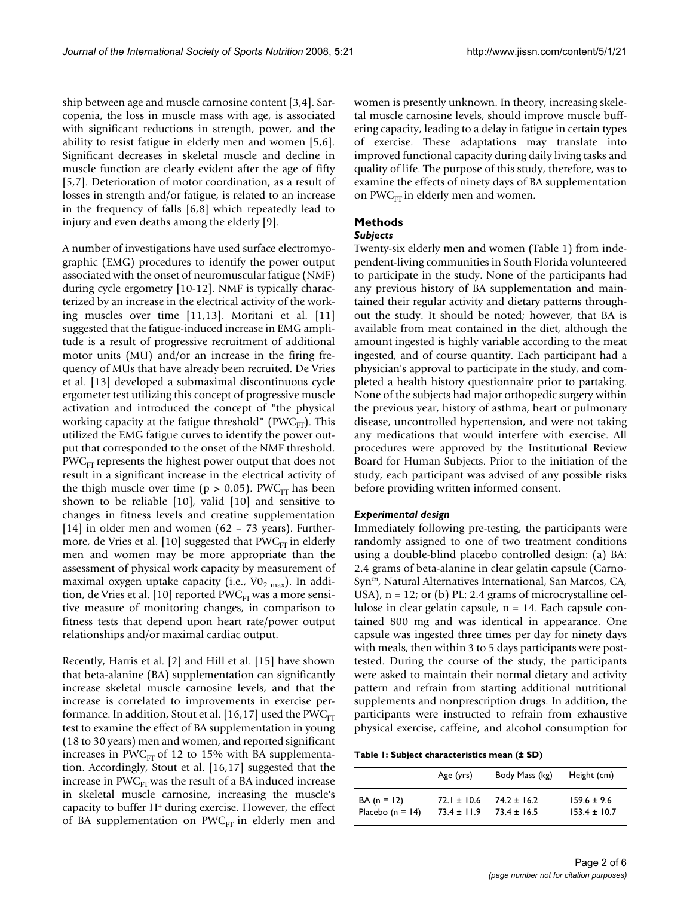ship between age and muscle carnosine content [3,4]. Sarcopenia, the loss in muscle mass with age, is associated with significant reductions in strength, power, and the ability to resist fatigue in elderly men and women [5,6]. Significant decreases in skeletal muscle and decline in muscle function are clearly evident after the age of fifty [5,7]. Deterioration of motor coordination, as a result of losses in strength and/or fatigue, is related to an increase in the frequency of falls [6,8] which repeatedly lead to injury and even deaths among the elderly [9].

A number of investigations have used surface electromyographic (EMG) procedures to identify the power output associated with the onset of neuromuscular fatigue (NMF) during cycle ergometry [10-12]. NMF is typically characterized by an increase in the electrical activity of the working muscles over time [11,13]. Moritani et al. [11] suggested that the fatigue-induced increase in EMG amplitude is a result of progressive recruitment of additional motor units (MU) and/or an increase in the firing frequency of MUs that have already been recruited. De Vries et al. [13] developed a submaximal discontinuous cycle ergometer test utilizing this concept of progressive muscle activation and introduced the concept of "the physical working capacity at the fatigue threshold" ($PWC_{FT}$). This utilized the EMG fatigue curves to identify the power output that corresponded to the onset of the NMF threshold. $PWC_{FT}$ represents the highest power output that does not result in a significant increase in the electrical activity of the thigh muscle over time ($p > 0.05$). $PWC_{FT}$ has been shown to be reliable [10], valid [10] and sensitive to changes in fitness levels and creatine supplementation [14] in older men and women (62 – 73 years). Furthermore, de Vries et al. [10] suggested that $PWC_{FT}$ in elderly men and women may be more appropriate than the assessment of physical work capacity by measurement of maximal oxygen uptake capacity (i.e., $V0_{2\ max}$). In addition, de Vries et al. [10] reported $PWC_{FT}$ was a more sensitive measure of monitoring changes, in comparison to fitness tests that depend upon heart rate/power output relationships and/or maximal cardiac output.

Recently, Harris et al. [2] and Hill et al. [15] have shown that beta-alanine (BA) supplementation can significantly increase skeletal muscle carnosine levels, and that the increase is correlated to improvements in exercise performance. In addition, Stout et al. [16,17] used the $PWC_{FT}$ test to examine the effect of BA supplementation in young (18 to 30 years) men and women, and reported significant increases in $PWC_{FT}$ of 12 to 15% with BA supplementation. Accordingly, Stout et al. [16,17] suggested that the increase in $PWC_{FT}$ was the result of a BA induced increase in skeletal muscle carnosine, increasing the muscle's capacity to buffer $H^+$ during exercise. However, the effect of BA supplementation on $PWC_{FT}$ in elderly men and women is presently unknown. In theory, increasing skeletal muscle carnosine levels, should improve muscle buffering capacity, leading to a delay in fatigue in certain types of exercise. These adaptations may translate into improved functional capacity during daily living tasks and quality of life. The purpose of this study, therefore, was to examine the effects of ninety days of BA supplementation on $PWC_{FT}$ in elderly men and women.

## Methods

### *Subjects*

Twenty-six elderly men and women (Table 1) from independent-living communities in South Florida volunteered to participate in the study. None of the participants had any previous history of BA supplementation and maintained their regular activity and dietary patterns throughout the study. It should be noted; however, that BA is available from meat contained in the diet, although the amount ingested is highly variable according to the meat ingested, and of course quantity. Each participant had a physician's approval to participate in the study, and completed a health history questionnaire prior to partaking. None of the subjects had major orthopedic surgery within the previous year, history of asthma, heart or pulmonary disease, uncontrolled hypertension, and were not taking any medications that would interfere with exercise. All procedures were approved by the Institutional Review Board for Human Subjects. Prior to the initiation of the study, each participant was advised of any possible risks before providing written informed consent.

### *Experimental design*

Immediately following pre-testing, the participants were randomly assigned to one of two treatment conditions using a double-blind placebo controlled design: (a) BA: 2.4 grams of beta-alanine in clear gelatin capsule (CarnoSyn™, Natural Alternatives International, San Marcos, CA, USA), n = 12; or (b) PL: 2.4 grams of microcrystalline cellulose in clear gelatin capsule, n = 14. Each capsule contained 800 mg and was identical in appearance. One capsule was ingested three times per day for ninety days with meals, then within 3 to 5 days participants were post-tested. During the course of the study, the participants were asked to maintain their normal dietary and activity pattern and refrain from starting additional nutritional supplements and nonprescription drugs. In addition, the participants were instructed to refrain from exhaustive physical exercise, caffeine, and alcohol consumption for

**Table 1: Subject characteristics mean (± SD)**

| | Age (yrs) | Body Mass (kg) | Height (cm) |
|---|---|---|---|
| BA (n = 12) | 72.1 ± 10.6 | 74.2 ± 16.2 | 159.6 ± 9.6 |
| Placebo (n = 14) | 73.4 ± 11.9 | 73.4 ± 16.5 | 153.4 ± 10.7 |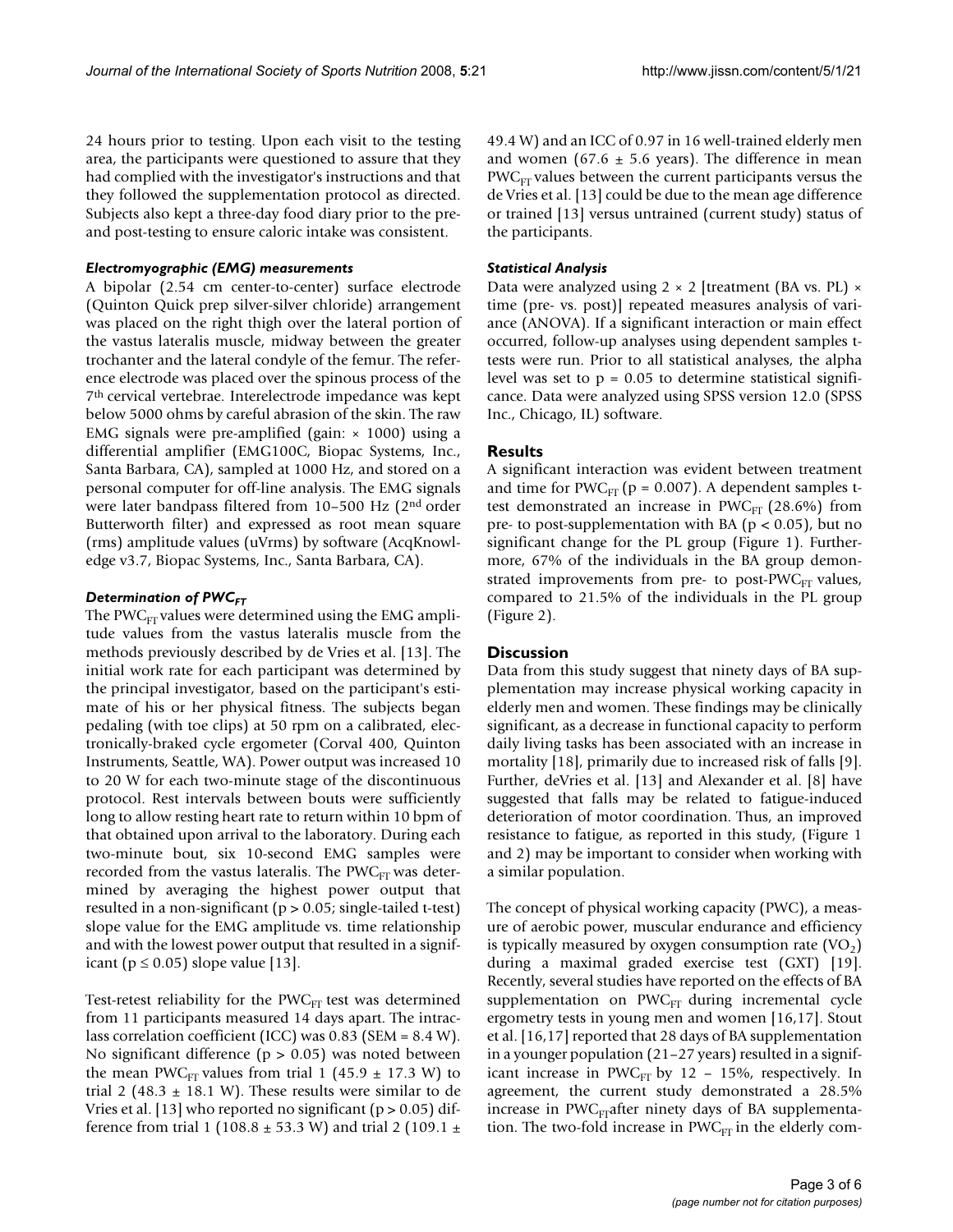24 hours prior to testing. Upon each visit to the testing area, the participants were questioned to assure that they had complied with the investigator's instructions and that they followed the supplementation protocol as directed. Subjects also kept a three-day food diary prior to the pre- and post-testing to ensure caloric intake was consistent.

### *Electromyographic (EMG) measurements*

A bipolar (2.54 cm center-to-center) surface electrode (Quinton Quick prep silver-silver chloride) arrangement was placed on the right thigh over the lateral portion of the vastus lateralis muscle, midway between the greater trochanter and the lateral condyle of the femur. The reference electrode was placed over the spinous process of the 7th cervical vertebrae. Interelectrode impedance was kept below 5000 ohms by careful abrasion of the skin. The raw EMG signals were pre-amplified (gain: × 1000) using a differential amplifier (EMG100C, Biopac Systems, Inc., Santa Barbara, CA), sampled at 1000 Hz, and stored on a personal computer for off-line analysis. The EMG signals were later bandpass filtered from 10–500 Hz (2nd order Butterworth filter) and expressed as root mean square (rms) amplitude values (uVrms) by software (AcqKnowledge v3.7, Biopac Systems, Inc., Santa Barbara, CA).

### *Determination of $PWC_{FT}$*

The $PWC_{FT}$ values were determined using the EMG amplitude values from the vastus lateralis muscle from the methods previously described by de Vries et al. [13]. The initial work rate for each participant was determined by the principal investigator, based on the participant's estimate of his or her physical fitness. The subjects began pedaling (with toe clips) at 50 rpm on a calibrated, electronically-braked cycle ergometer (Corval 400, Quinton Instruments, Seattle, WA). Power output was increased 10 to 20 W for each two-minute stage of the discontinuous protocol. Rest intervals between bouts were sufficiently long to allow resting heart rate to return within 10 bpm of that obtained upon arrival to the laboratory. During each two-minute bout, six 10-second EMG samples were recorded from the vastus lateralis. The $PWC_{FT}$ was determined by averaging the highest power output that resulted in a non-significant ($p > 0.05$; single-tailed t-test) slope value for the EMG amplitude vs. time relationship and with the lowest power output that resulted in a significant ($p \leq 0.05$) slope value [13].

Test-retest reliability for the $PWC_{FT}$ test was determined from 11 participants measured 14 days apart. The intraclass correlation coefficient (ICC) was 0.83 (SEM = 8.4 W). No significant difference ($p > 0.05$) was noted between the mean $PWC_{FT}$ values from trial 1 (45.9 ± 17.3 W) to trial 2 (48.3 ± 18.1 W). These results were similar to de Vries et al. [13] who reported no significant ($p > 0.05$) difference from trial 1 (108.8 ± 53.3 W) and trial 2 (109.1 ± 49.4 W) and an ICC of 0.97 in 16 well-trained elderly men and women (67.6 ± 5.6 years). The difference in mean $PWC_{FT}$ values between the current participants versus the de Vries et al. [13] could be due to the mean age difference or trained [13] versus untrained (current study) status of the participants.

### *Statistical Analysis*

Data were analyzed using 2 × 2 [treatment (BA vs. PL) × time (pre- vs. post)] repeated measures analysis of variance (ANOVA). If a significant interaction or main effect occurred, follow-up analyses using dependent samples t-tests were run. Prior to all statistical analyses, the alpha level was set to $p = 0.05$ to determine statistical significance. Data were analyzed using SPSS version 12.0 (SPSS Inc., Chicago, IL) software.

## Results

A significant interaction was evident between treatment and time for $PWC_{FT}$ ($p = 0.007$). A dependent samples t-test demonstrated an increase in $PWC_{FT}$ (28.6%) from pre- to post-supplementation with BA ($p < 0.05$), but no significant change for the PL group (Figure 1). Furthermore, 67% of the individuals in the BA group demonstrated improvements from pre- to post-$PWC_{FT}$ values, compared to 21.5% of the individuals in the PL group (Figure 2).

## Discussion

Data from this study suggest that ninety days of BA supplementation may increase physical working capacity in elderly men and women. These findings may be clinically significant, as a decrease in functional capacity to perform daily living tasks has been associated with an increase in mortality [18], primarily due to increased risk of falls [9]. Further, deVries et al. [13] and Alexander et al. [8] have suggested that falls may be related to fatigue-induced deterioration of motor coordination. Thus, an improved resistance to fatigue, as reported in this study, (Figure 1 and 2) may be important to consider when working with a similar population.

The concept of physical working capacity (PWC), a measure of aerobic power, muscular endurance and efficiency is typically measured by oxygen consumption rate ($VO_2$) during a maximal graded exercise test (GXT) [19]. Recently, several studies have reported on the effects of BA supplementation on $PWC_{FT}$ during incremental cycle ergometry tests in young men and women [16,17]. Stout et al. [16,17] reported that 28 days of BA supplementation in a younger population (21–27 years) resulted in a significant increase in $PWC_{FT}$ by 12 – 15%, respectively. In agreement, the current study demonstrated a 28.5% increase in $PWC_{FT}$after ninety days of BA supplementation. The two-fold increase in $PWC_{FT}$ in the elderly com-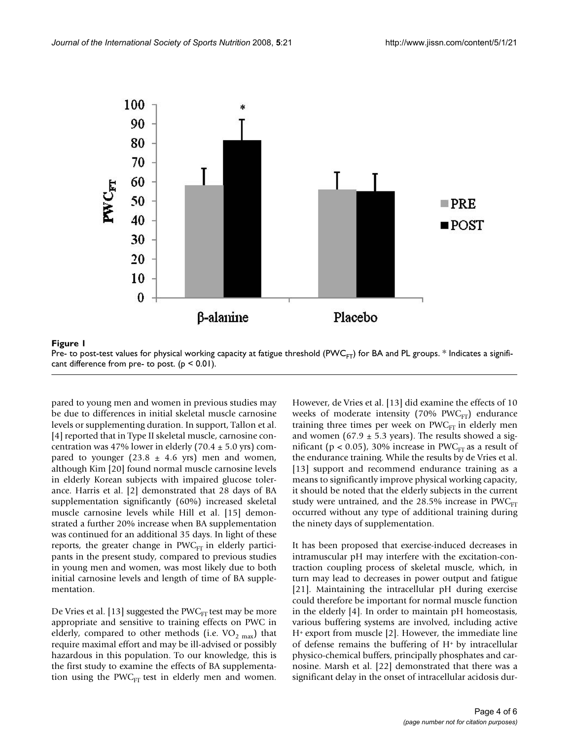**Figure 1**

Pre- to post-test values for physical working capacity at fatigue threshold ($PWC_{FT}$) for BA and PL groups. * Indicates a significant difference from pre- to post. ($p < 0.01$).

pared to young men and women in previous studies may be due to differences in initial skeletal muscle carnosine levels or supplementing duration. In support, Tallon et al. [4] reported that in Type II skeletal muscle, carnosine concentration was 47% lower in elderly (70.4 ± 5.0 yrs) compared to younger (23.8 ± 4.6 yrs) men and women, although Kim [20] found normal muscle carnosine levels in elderly Korean subjects with impaired glucose tolerance. Harris et al. [2] demonstrated that 28 days of BA supplementation significantly (60%) increased skeletal muscle carnosine levels while Hill et al. [15] demonstrated a further 20% increase when BA supplementation was continued for an additional 35 days. In light of these reports, the greater change in $PWC_{FT}$ in elderly participants in the present study, compared to previous studies in young men and women, was most likely due to both initial carnosine levels and length of time of BA supplementation.

De Vries et al. [13] suggested the $PWC_{FT}$ test may be more appropriate and sensitive to training effects on PWC in elderly, compared to other methods (i.e. $VO_{2\ max}$) that require maximal effort and may be ill-advised or possibly hazardous in this population. To our knowledge, this is the first study to examine the effects of BA supplementation using the $PWC_{FT}$ test in elderly men and women. However, de Vries et al. [13] did examine the effects of 10 weeks of moderate intensity (70% $PWC_{FT}$) endurance training three times per week on $PWC_{FT}$ in elderly men and women (67.9 ± 5.3 years). The results showed a significant ($p < 0.05$), 30% increase in $PWC_{FT}$ as a result of the endurance training. While the results by de Vries et al. [13] support and recommend endurance training as a means to significantly improve physical working capacity, it should be noted that the elderly subjects in the current study were untrained, and the 28.5% increase in $PWC_{FT}$ occurred without any type of additional training during the ninety days of supplementation.

It has been proposed that exercise-induced decreases in intramuscular pH may interfere with the excitation-contraction coupling process of skeletal muscle, which, in turn may lead to decreases in power output and fatigue [21]. Maintaining the intracellular pH during exercise could therefore be important for normal muscle function in the elderly [4]. In order to maintain pH homeostasis, various buffering systems are involved, including active $H^+$ export from muscle [2]. However, the immediate line of defense remains the buffering of $H^+$ by intracellular physico-chemical buffers, principally phosphates and carnosine. Marsh et al. [22] demonstrated that there was a significant delay in the onset of intracellular acidosis dur-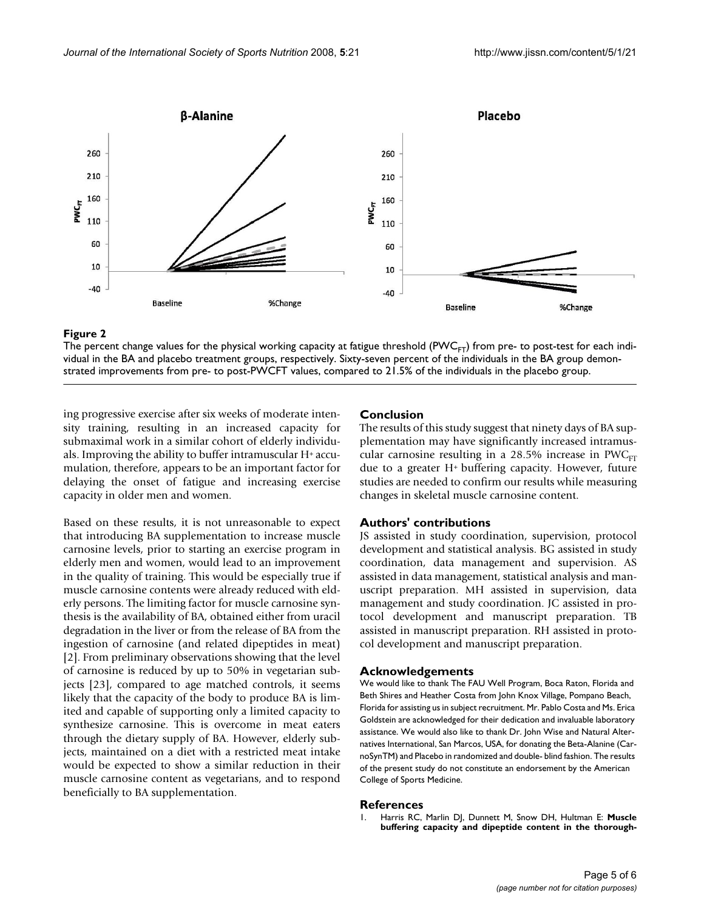**Figure 2**

The percent change values for the physical working capacity at fatigue threshold ($PWC_{FT}$) from pre- to post-test for each individual in the BA and placebo treatment groups, respectively. Sixty-seven percent of the individuals in the BA group demonstrated improvements from pre- to post-PWCFT values, compared to 21.5% of the individuals in the placebo group.

ing progressive exercise after six weeks of moderate intensity training, resulting in an increased capacity for submaximal work in a similar cohort of elderly individuals. Improving the ability to buffer intramuscular $H^+$ accumulation, therefore, appears to be an important factor for delaying the onset of fatigue and increasing exercise capacity in older men and women.

Based on these results, it is not unreasonable to expect that introducing BA supplementation to increase muscle carnosine levels, prior to starting an exercise program in elderly men and women, would lead to an improvement in the quality of training. This would be especially true if muscle carnosine contents were already reduced with elderly persons. The limiting factor for muscle carnosine synthesis is the availability of BA, obtained either from uracil degradation in the liver or from the release of BA from the ingestion of carnosine (and related dipeptides in meat) [2]. From preliminary observations showing that the level of carnosine is reduced by up to 50% in vegetarian subjects [23], compared to age matched controls, it seems likely that the capacity of the body to produce BA is limited and capable of supporting only a limited capacity to synthesize carnosine. This is overcome in meat eaters through the dietary supply of BA. However, elderly subjects, maintained on a diet with a restricted meat intake would be expected to show a similar reduction in their muscle carnosine content as vegetarians, and to respond beneficially to BA supplementation.

## Conclusion

The results of this study suggest that ninety days of BA supplementation may have significantly increased intramuscular carnosine resulting in a 28.5% increase in $PWC_{FT}$ due to a greater $H^+$ buffering capacity. However, future studies are needed to confirm our results while measuring changes in skeletal muscle carnosine content.

## Authors' contributions

JS assisted in study coordination, supervision, protocol development and statistical analysis. BG assisted in study coordination, data management and supervision. AS assisted in data management, statistical analysis and manuscript preparation. MH assisted in supervision, data management and study coordination. JC assisted in protocol development and manuscript preparation. TB assisted in manuscript preparation. RH assisted in protocol development and manuscript preparation.

## Acknowledgements

We would like to thank The FAU Well Program, Boca Raton, Florida and Beth Shires and Heather Costa from John Knox Village, Pompano Beach, Florida for assisting us in subject recruitment. Mr. Pablo Costa and Ms. Erica Goldstein are acknowledged for their dedication and invaluable laboratory assistance. We would also like to thank Dr. John Wise and Natural Alternatives International, San Marcos, USA, for donating the Beta-Alanine (CarnoSynTM) and Placebo in randomized and double- blind fashion. The results of the present study do not constitute an endorsement by the American College of Sports Medicine.

## References

1. Harris RC, Marlin DJ, Dunnett M, Snow DH, Hultman E: **Muscle buffering capacity and dipeptide content in the thorough-**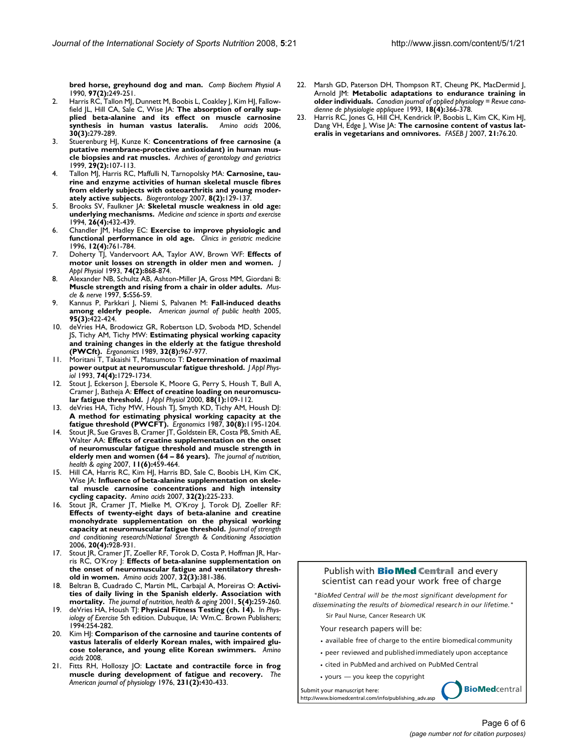bred horse, greyhound dog and man.** *Comp Biochem Physiol A* 1990, **97(2):**249-251.

2. Harris RC, Tallon MJ, Dunnett M, Boobis L, Coakley J, Kim HJ, Fallowfield JL, Hill CA, Sale C, Wise JA: **The absorption of orally supplied beta-alanine and its effect on muscle carnosine synthesis in human vastus lateralis.** *Amino acids* 2006, **30(3):**279-289.
3. Stuerenburg HJ, Kunze K: **Concentrations of free carnosine (a putative membrane-protective antioxidant) in human muscle biopsies and rat muscles.** *Archives of gerontology and geriatrics* 1999, **29(2):**107-113.
4. Tallon MJ, Harris RC, Maffulli N, Tarnopolsky MA: **Carnosine, taurine and enzyme activities of human skeletal muscle fibres from elderly subjects with osteoarthritis and young moderately active subjects.** *Biogerontology* 2007, **8(2):**129-137.
5. Brooks SV, Faulkner JA: **Skeletal muscle weakness in old age: underlying mechanisms.** *Medicine and science in sports and exercise* 1994, **26(4):**432-439.
6. Chandler JM, Hadley EC: **Exercise to improve physiologic and functional performance in old age.** *Clinics in geriatric medicine* 1996, **12(4):**761-784.
7. Doherty TJ, Vandervoort AA, Taylor AW, Brown WF: **Effects of motor unit losses on strength in older men and women.** *J Appl Physiol* 1993, **74(2):**868-874.
8. Alexander NB, Schultz AB, Ashton-Miller JA, Gross MM, Giordani B: **Muscle strength and rising from a chair in older adults.** *Muscle & nerve* 1997, **5:**S56-59.
9. Kannus P, Parkkari J, Niemi S, Palvanen M: **Fall-induced deaths among elderly people.** *American journal of public health* 2005, **95(3):**422-424.
10. deVries HA, Brodowicz GR, Robertson LD, Svoboda MD, Schendel JS, Tichy AM, Tichy MW: **Estimating physical working capacity and training changes in the elderly at the fatigue threshold (PWCft).** *Ergonomics* 1989, **32(8):**967-977.
11. Moritani T, Takaishi T, Matsumoto T: **Determination of maximal power output at neuromuscular fatigue threshold.** *J Appl Physiol* 1993, **74(4):**1729-1734.
12. Stout J, Eckerson J, Ebersole K, Moore G, Perry S, Housh T, Bull A, Cramer J, Batheja A: **Effect of creatine loading on neuromuscular fatigue threshold.** *J Appl Physiol* 2000, **88(1):**109-112.
13. deVries HA, Tichy MW, Housh TJ, Smyth KD, Tichy AM, Housh DJ: **A method for estimating physical working capacity at the fatigue threshold (PWCFT).** *Ergonomics* 1987, **30(8):**1195-1204.
14. Stout JR, Sue Graves B, Cramer JT, Goldstein ER, Costa PB, Smith AE, Walter AA: **Effects of creatine supplementation on the onset of neuromuscular fatigue threshold and muscle strength in elderly men and women (64 – 86 years).** *The journal of nutrition, health & aging* 2007, **11(6):**459-464.
15. Hill CA, Harris RC, Kim HJ, Harris BD, Sale C, Boobis LH, Kim CK, Wise JA: **Influence of beta-alanine supplementation on skeletal muscle carnosine concentrations and high intensity cycling capacity.** *Amino acids* 2007, **32(2):**225-233.
16. Stout JR, Cramer JT, Mielke M, O'Kroy J, Torok DJ, Zoeller RF: **Effects of twenty-eight days of beta-alanine and creatine monohydrate supplementation on the physical working capacity at neuromuscular fatigue threshold.** *Journal of strength and conditioning research/National Strength & Conditioning Association* 2006, **20(4):**928-931.
17. Stout JR, Cramer JT, Zoeller RF, Torok D, Costa P, Hoffman JR, Harris RC, O'Kroy J: **Effects of beta-alanine supplementation on the onset of neuromuscular fatigue and ventilatory threshold in women.** *Amino acids* 2007, **32(3):**381-386.
18. Beltran B, Cuadrado C, Martin ML, Carbajal A, Moreiras O: **Activities of daily living in the Spanish elderly. Association with mortality.** *The journal of nutrition, health & aging* 2001, **5(4):**259-260.
19. deVries HA, Housh TJ: **Physical Fitness Testing (ch. 14).** In *Physiology of Exercise* 5th edition. Dubuque, IA: Wm.C. Brown Publishers; 1994:254-282.
20. Kim HJ: **Comparison of the carnosine and taurine contents of vastus lateralis of elderly Korean males, with impaired glucose tolerance, and young elite Korean swimmers.** *Amino acids* 2008.
21. Fitts RH, Holloszy JO: **Lactate and contractile force in frog muscle during development of fatigue and recovery.** *The American journal of physiology* 1976, **231(2):**430-433.
22. Marsh GD, Paterson DH, Thompson RT, Cheung PK, MacDermid J, Arnold JM: **Metabolic adaptations to endurance training in older individuals.** *Canadian journal of applied physiology = Revue canadienne de physiologie appliquee* 1993, **18(4):**366-378.
23. Harris RC, Jones G, Hill CH, Kendrick IP, Boobis L, Kim CK, Kim HJ, Dang VH, Edge J, Wise JA: **The carnosine content of vastus lateralis in vegetarians and omnivores.** *FASEB J* 2007, **21:**76.20.

Publish with **BioMed Central** and every scientist can read your work free of charge

*"BioMed Central will be the most significant development for disseminating the results of biomedical research in our lifetime."*

Sir Paul Nurse, Cancer Research UK

Your research papers will be:

- available free of charge to the entire biomedical community
- peer reviewed and published immediately upon acceptance
- cited in PubMed and archived on PubMed Central
- yours — you keep the copyright

Submit your manuscript here:
http://www.biomedcentral.com/info/publishing_adv.asp

BioMedcentral